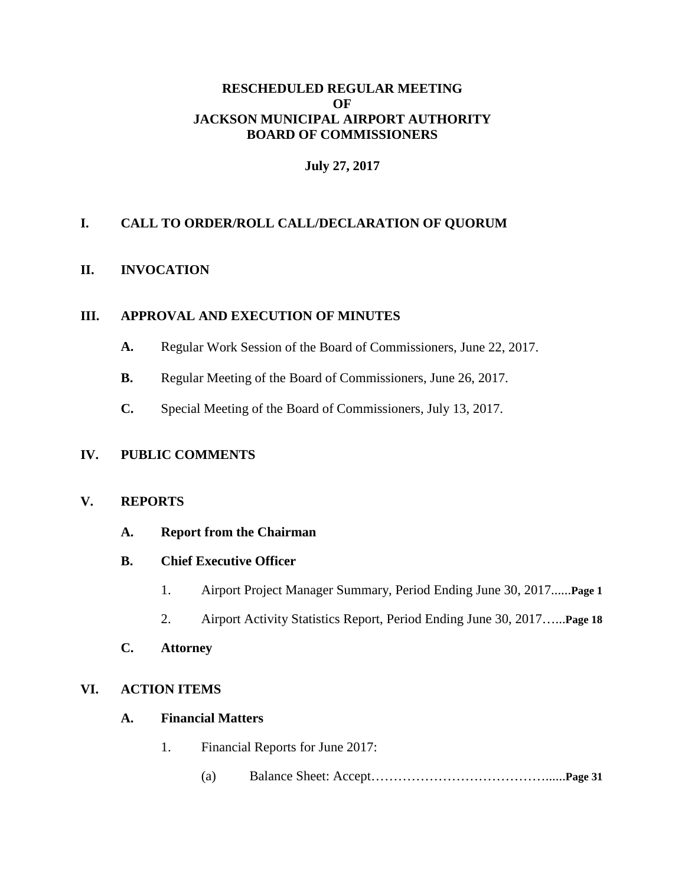**RESCHEDULED REGULAR MEETING**
**OF**
**JACKSON MUNICIPAL AIRPORT AUTHORITY**
**BOARD OF COMMISSIONERS**

**July 27, 2017**

## I. CALL TO ORDER/ROLL CALL/DECLARATION OF QUORUM

## II. INVOCATION

## III. APPROVAL AND EXECUTION OF MINUTES

**A.** Regular Work Session of the Board of Commissioners, June 22, 2017.

**B.** Regular Meeting of the Board of Commissioners, June 26, 2017.

**C.** Special Meeting of the Board of Commissioners, July 13, 2017.

## IV. PUBLIC COMMENTS

## V. REPORTS

**A. Report from the Chairman**

**B. Chief Executive Officer**

1. Airport Project Manager Summary, Period Ending June 30, 2017......**Page 1**

2. Airport Activity Statistics Report, Period Ending June 30, 2017…...**Page 18**

**C. Attorney**

## VI. ACTION ITEMS

**A. Financial Matters**

1. Financial Reports for June 2017:

   (a) Balance Sheet: Accept…………………………………......**Page 31**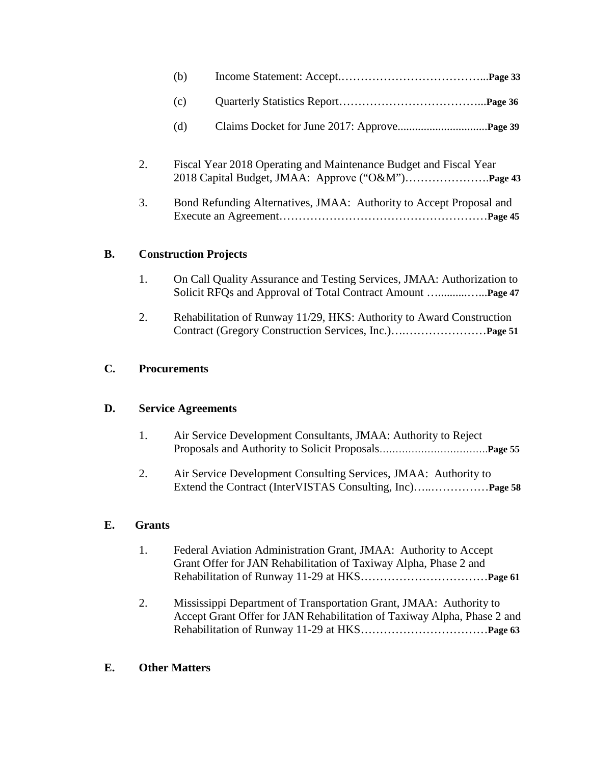(b) Income Statement: Accept.…………………………………...**Page 33**

(c) Quarterly Statistics Report………………………………...**Page 36**

(d) Claims Docket for June 2017: Approve..............................**Page 39**

2. Fiscal Year 2018 Operating and Maintenance Budget and Fiscal Year 2018 Capital Budget, JMAA: Approve ("O&M")………………….**Page 43**

3. Bond Refunding Alternatives, JMAA: Authority to Accept Proposal and Execute an Agreement……………………………………………**Page 45**

**B. Construction Projects**

1. On Call Quality Assurance and Testing Services, JMAA: Authorization to Solicit RFQs and Approval of Total Contract Amount …..........…...**Page 47**

2. Rehabilitation of Runway 11/29, HKS: Authority to Award Construction Contract (Gregory Construction Services, Inc.)….…………………**Page 51**

**C. Procurements**

**D. Service Agreements**

1. Air Service Development Consultants, JMAA: Authority to Reject Proposals and Authority to Solicit Proposals.................................**Page 55**

2. Air Service Development Consulting Services, JMAA: Authority to Extend the Contract (InterVISTAS Consulting, Inc)…..……………**Page 58**

**E. Grants**

1. Federal Aviation Administration Grant, JMAA: Authority to Accept Grant Offer for JAN Rehabilitation of Taxiway Alpha, Phase 2 and Rehabilitation of Runway 11-29 at HKS……………………………**Page 61**

2. Mississippi Department of Transportation Grant, JMAA: Authority to Accept Grant Offer for JAN Rehabilitation of Taxiway Alpha, Phase 2 and Rehabilitation of Runway 11-29 at HKS……………………………**Page 63**

**E. Other Matters**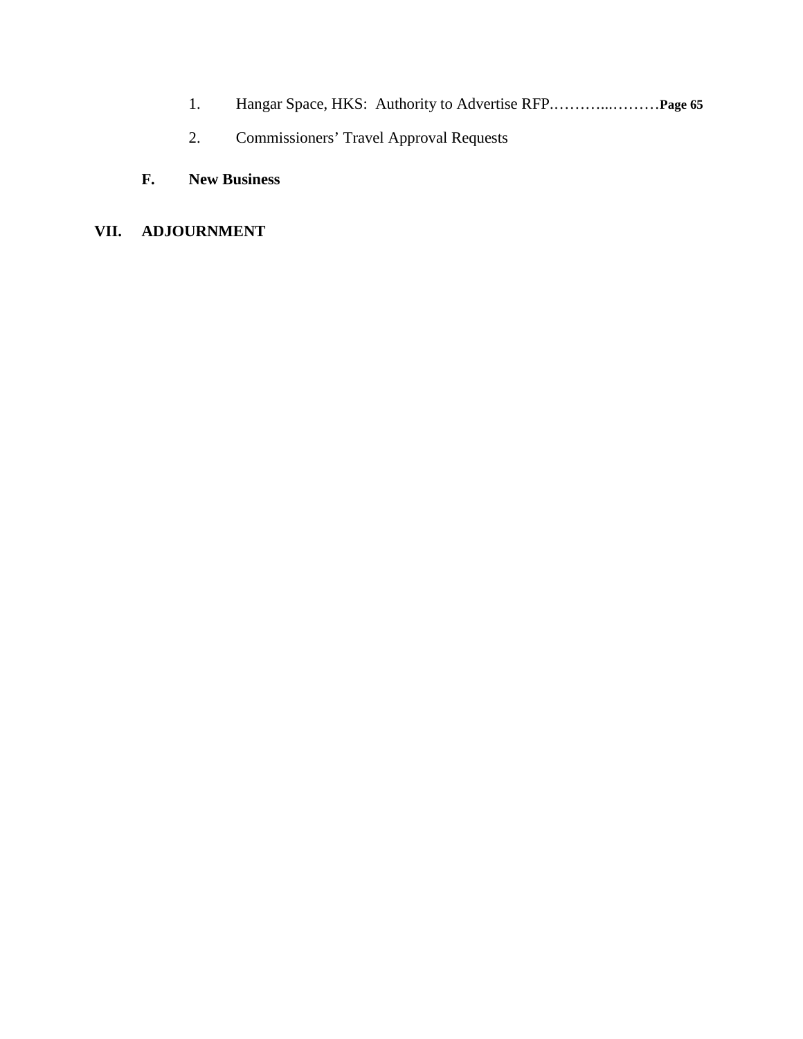1. Hangar Space, HKS: Authority to Advertise RFP.………..………**Page 65**

2. Commissioners' Travel Approval Requests

**F. New Business**

**VII. ADJOURNMENT**